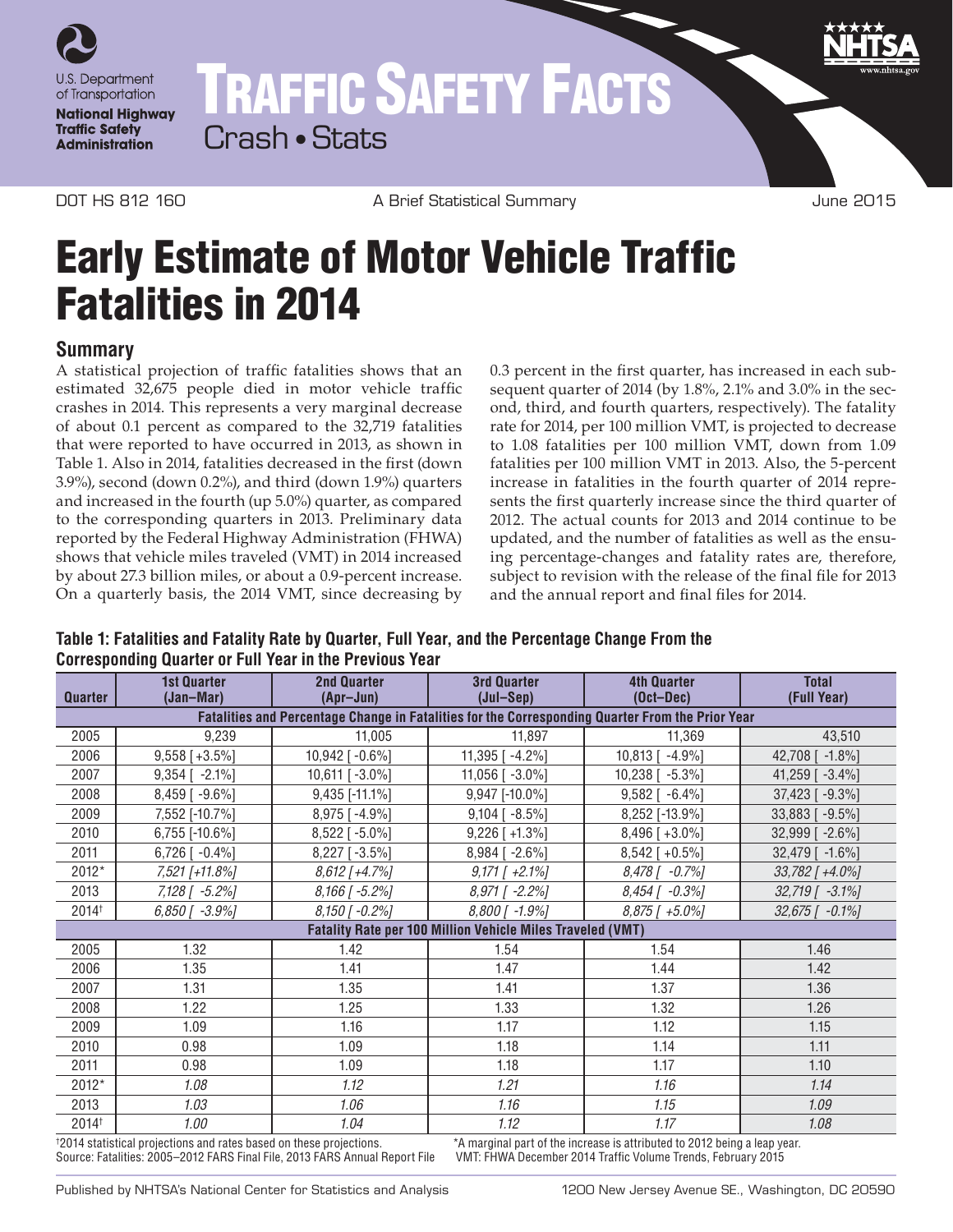U.S. Department of Transportation

**National Highway Traffic Safety Administration**

# TRAFFIC SAFETY FACTS

Crash • Stats

DOT HS 812 160 | A Brief Statistical Summary | June 2015

# Early Estimate of Motor Vehicle Traffic Fatalities in 2014

## Summary

A statistical projection of traffic fatalities shows that an estimated 32,675 people died in motor vehicle traffic crashes in 2014. This represents a very marginal decrease of about 0.1 percent as compared to the 32,719 fatalities that were reported to have occurred in 2013, as shown in Table 1. Also in 2014, fatalities decreased in the first (down 3.9%), second (down 0.2%), and third (down 1.9%) quarters and increased in the fourth (up 5.0%) quarter, as compared to the corresponding quarters in 2013. Preliminary data reported by the Federal Highway Administration (FHWA) shows that vehicle miles traveled (VMT) in 2014 increased by about 27.3 billion miles, or about a 0.9-percent increase. On a quarterly basis, the 2014 VMT, since decreasing by 0.3 percent in the first quarter, has increased in each subsequent quarter of 2014 (by 1.8%, 2.1% and 3.0% in the second, third, and fourth quarters, respectively). The fatality rate for 2014, per 100 million VMT, is projected to decrease to 1.08 fatalities per 100 million VMT, down from 1.09 fatalities per 100 million VMT in 2013. Also, the 5-percent increase in fatalities in the fourth quarter of 2014 represents the first quarterly increase since the third quarter of 2012. The actual counts for 2013 and 2014 continue to be updated, and the number of fatalities as well as the ensuing percentage-changes and fatality rates are, therefore, subject to revision with the release of the final file for 2013 and the annual report and final files for 2014.

**Table 1: Fatalities and Fatality Rate by Quarter, Full Year, and the Percentage Change From the Corresponding Quarter or Full Year in the Previous Year**

| Quarter | 1st Quarter (Jan–Mar) | 2nd Quarter (Apr–Jun) | 3rd Quarter (Jul–Sep) | 4th Quarter (Oct–Dec) | Total (Full Year) |
|---|---|---|---|---|---|
| **Fatalities and Percentage Change in Fatalities for the Corresponding Quarter From the Prior Year** | | | | | |
| 2005 | 9,239 | 11,005 | 11,897 | 11,369 | 43,510 |
| 2006 | 9,558 [+3.5%] | 10,942 [-0.6%] | 11,395 [-4.2%] | 10,813 [-4.9%] | 42,708 [-1.8%] |
| 2007 | 9,354 [-2.1%] | 10,611 [-3.0%] | 11,056 [-3.0%] | 10,238 [-5.3%] | 41,259 [-3.4%] |
| 2008 | 8,459 [-9.6%] | 9,435 [-11.1%] | 9,947 [-10.0%] | 9,582 [-6.4%] | 37,423 [-9.3%] |
| 2009 | 7,552 [-10.7%] | 8,975 [-4.9%] | 9,104 [-8.5%] | 8,252 [-13.9%] | 33,883 [-9.5%] |
| 2010 | 6,755 [-10.6%] | 8,522 [-5.0%] | 9,226 [+1.3%] | 8,496 [+3.0%] | 32,999 [-2.6%] |
| 2011 | 6,726 [-0.4%] | 8,227 [-3.5%] | 8,984 [-2.6%] | 8,542 [+0.5%] | 32,479 [-1.6%] |
| 2012* | *7,521 [+11.8%]* | *8,612 [+4.7%]* | *9,171 [+2.1%]* | *8,478 [-0.7%]* | *33,782 [+4.0%]* |
| 2013 | *7,128 [-5.2%]* | *8,166 [-5.2%]* | *8,971 [-2.2%]* | *8,454 [-0.3%]* | *32,719 [-3.1%]* |
| 2014† | *6,850 [-3.9%]* | *8,150 [-0.2%]* | *8,800 [-1.9%]* | *8,875 [+5.0%]* | *32,675 [-0.1%]* |
| **Fatality Rate per 100 Million Vehicle Miles Traveled (VMT)** | | | | | |
| 2005 | 1.32 | 1.42 | 1.54 | 1.54 | 1.46 |
| 2006 | 1.35 | 1.41 | 1.47 | 1.44 | 1.42 |
| 2007 | 1.31 | 1.35 | 1.41 | 1.37 | 1.36 |
| 2008 | 1.22 | 1.25 | 1.33 | 1.32 | 1.26 |
| 2009 | 1.09 | 1.16 | 1.17 | 1.12 | 1.15 |
| 2010 | 0.98 | 1.09 | 1.18 | 1.14 | 1.11 |
| 2011 | 0.98 | 1.09 | 1.18 | 1.17 | 1.10 |
| 2012* | *1.08* | *1.12* | *1.21* | *1.16* | *1.14* |
| 2013 | *1.03* | *1.06* | *1.16* | *1.15* | *1.09* |
| 2014† | *1.00* | *1.04* | *1.12* | *1.17* | *1.08* |

†2014 statistical projections and rates based on these projections.
Source: Fatalities: 2005–2012 FARS Final File, 2013 FARS Annual Report File

*A marginal part of the increase is attributed to 2012 being a leap year.
VMT: FHWA December 2014 Traffic Volume Trends, February 2015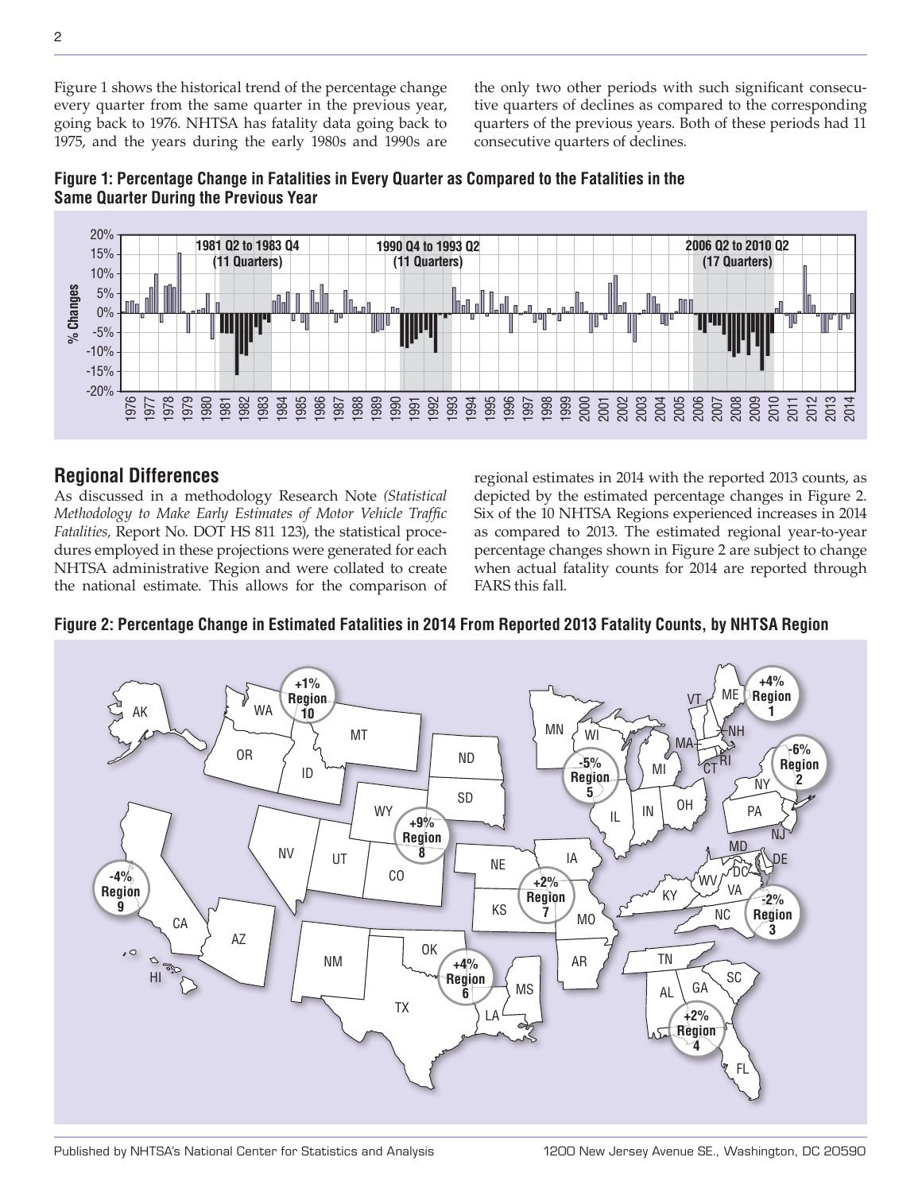Figure 1 shows the historical trend of the percentage change every quarter from the same quarter in the previous year, going back to 1976. NHTSA has fatality data going back to 1975, and the years during the early 1980s and 1990s are the only two other periods with such significant consecutive quarters of declines as compared to the corresponding quarters of the previous years. Both of these periods had 11 consecutive quarters of declines.

**Figure 1: Percentage Change in Fatalities in Every Quarter as Compared to the Fatalities in the Same Quarter During the Previous Year**

## Regional Differences

As discussed in a methodology Research Note *(Statistical Methodology to Make Early Estimates of Motor Vehicle Traffic Fatalities,* Report No. DOT HS 811 123), the statistical procedures employed in these projections were generated for each NHTSA administrative Region and were collated to create the national estimate. This allows for the comparison of regional estimates in 2014 with the reported 2013 counts, as depicted by the estimated percentage changes in Figure 2. Six of the 10 NHTSA Regions experienced increases in 2014 as compared to 2013. The estimated regional year-to-year percentage changes shown in Figure 2 are subject to change when actual fatality counts for 2014 are reported through FARS this fall.

**Figure 2: Percentage Change in Estimated Fatalities in 2014 From Reported 2013 Fatality Counts, by NHTSA Region**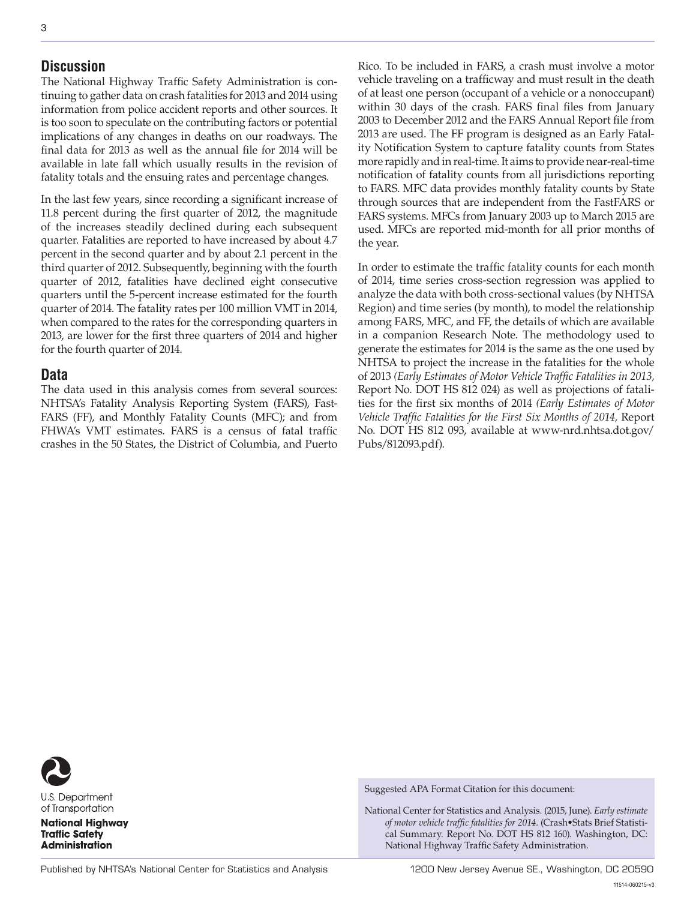## Discussion

The National Highway Traffic Safety Administration is continuing to gather data on crash fatalities for 2013 and 2014 using information from police accident reports and other sources. It is too soon to speculate on the contributing factors or potential implications of any changes in deaths on our roadways. The final data for 2013 as well as the annual file for 2014 will be available in late fall which usually results in the revision of fatality totals and the ensuing rates and percentage changes.

In the last few years, since recording a significant increase of 11.8 percent during the first quarter of 2012, the magnitude of the increases steadily declined during each subsequent quarter. Fatalities are reported to have increased by about 4.7 percent in the second quarter and by about 2.1 percent in the third quarter of 2012. Subsequently, beginning with the fourth quarter of 2012, fatalities have declined eight consecutive quarters until the 5-percent increase estimated for the fourth quarter of 2014. The fatality rates per 100 million VMT in 2014, when compared to the rates for the corresponding quarters in 2013, are lower for the first three quarters of 2014 and higher for the fourth quarter of 2014.

## Data

The data used in this analysis comes from several sources: NHTSA's Fatality Analysis Reporting System (FARS), FastFARS (FF), and Monthly Fatality Counts (MFC); and from FHWA's VMT estimates. FARS is a census of fatal traffic crashes in the 50 States, the District of Columbia, and Puerto Rico. To be included in FARS, a crash must involve a motor vehicle traveling on a trafficway and must result in the death of at least one person (occupant of a vehicle or a nonoccupant) within 30 days of the crash. FARS final files from January 2003 to December 2012 and the FARS Annual Report file from 2013 are used. The FF program is designed as an Early Fatality Notification System to capture fatality counts from States more rapidly and in real-time. It aims to provide near-real-time notification of fatality counts from all jurisdictions reporting to FARS. MFC data provides monthly fatality counts by State through sources that are independent from the FastFARS or FARS systems. MFCs from January 2003 up to March 2015 are used. MFCs are reported mid-month for all prior months of the year.

In order to estimate the traffic fatality counts for each month of 2014, time series cross-section regression was applied to analyze the data with both cross-sectional values (by NHTSA Region) and time series (by month), to model the relationship among FARS, MFC, and FF, the details of which are available in a companion Research Note. The methodology used to generate the estimates for 2014 is the same as the one used by NHTSA to project the increase in the fatalities for the whole of 2013 *(Early Estimates of Motor Vehicle Traffic Fatalities in 2013,* Report No. DOT HS 812 024) as well as projections of fatalities for the first six months of 2014 *(Early Estimates of Motor Vehicle Traffic Fatalities for the First Six Months of 2014,* Report No. DOT HS 812 093, available at www-nrd.nhtsa.dot.gov/Pubs/812093.pdf).

U.S. Department of Transportation

**National Highway Traffic Safety Administration**

Suggested APA Format Citation for this document:

National Center for Statistics and Analysis. (2015, June). *Early estimate of motor vehicle traffic fatalities for 2014*. (Crash•Stats Brief Statistical Summary. Report No. DOT HS 812 160). Washington, DC: National Highway Traffic Safety Administration.

Published by NHTSA's National Center for Statistics and Analysis

1200 New Jersey Avenue SE., Washington, DC 20590

11514-060215-v3